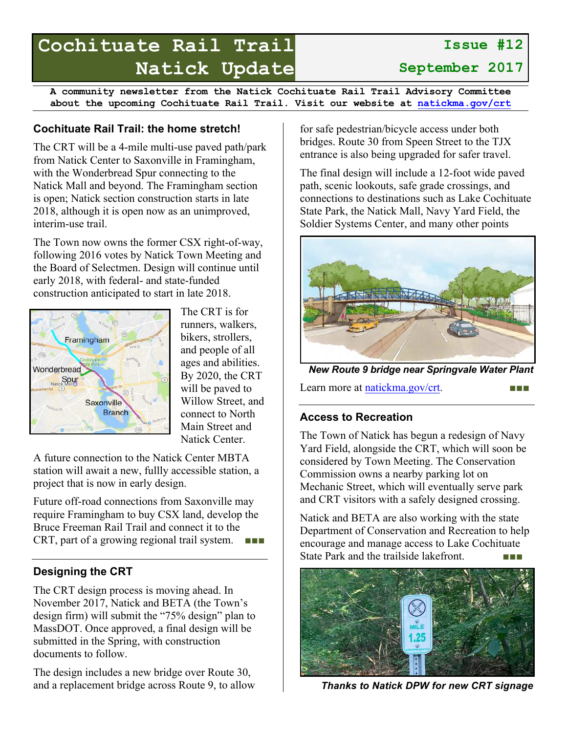# Cochituate Rail Trail Natick Update

**Issue #12**

**September 2017**

**A community newsletter from the Natick Cochituate Rail Trail Advisory Committee about the upcoming Cochituate Rail Trail. Visit our website at [natickma.gov/crt](natickma.gov/crt)**

## Cochituate Rail Trail: the home stretch!

The CRT will be a 4-mile multi-use paved path/park from Natick Center to Saxonville in Framingham, with the Wonderbread Spur connecting to the Natick Mall and beyond. The Framingham section is open; Natick section construction starts in late 2018, although it is open now as an unimproved, interim-use trail.

The Town now owns the former CSX right-of-way, following 2016 votes by Natick Town Meeting and the Board of Selectmen. Design will continue until early 2018, with federal- and state-funded construction anticipated to start in late 2018.

The CRT is for runners, walkers, bikers, strollers, and people of all ages and abilities. By 2020, the CRT will be paved to Willow Street, and connect to North Main Street and Natick Center.

A future connection to the Natick Center MBTA station will await a new, fullly accessible station, a project that is now in early design.

Future off-road connections from Saxonville may require Framingham to buy CSX land, develop the Bruce Freeman Rail Trail and connect it to the CRT, part of a growing regional trail system. ■■■

## Designing the CRT

The CRT design process is moving ahead. In November 2017, Natick and BETA (the Town's design firm) will submit the "75% design" plan to MassDOT. Once approved, a final design will be submitted in the Spring, with construction documents to follow.

The design includes a new bridge over Route 30, and a replacement bridge across Route 9, to allow for safe pedestrian/bicycle access under both bridges. Route 30 from Speen Street to the TJX entrance is also being upgraded for safer travel.

The final design will include a 12-foot wide paved path, scenic lookouts, safe grade crossings, and connections to destinations such as Lake Cochituate State Park, the Natick Mall, Navy Yard Field, the Soldier Systems Center, and many other points

***New Route 9 bridge near Springvale Water Plant***

Learn more at [natickma.gov/crt](natickma.gov/crt). ■■■

## Access to Recreation

The Town of Natick has begun a redesign of Navy Yard Field, alongside the CRT, which will soon be considered by Town Meeting. The Conservation Commission owns a nearby parking lot on Mechanic Street, which will eventually serve park and CRT visitors with a safely designed crossing.

Natick and BETA are also working with the state Department of Conservation and Recreation to help encourage and manage access to Lake Cochituate State Park and the trailside lakefront. ■■■

***Thanks to Natick DPW for new CRT signage***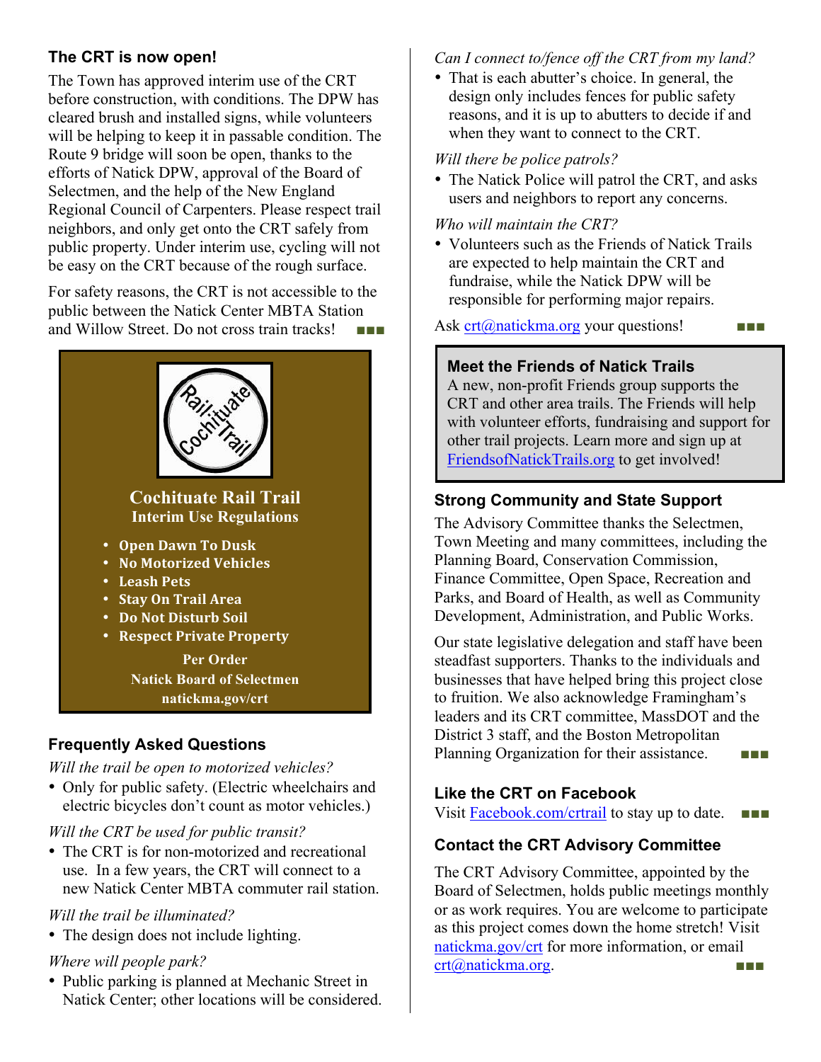## The CRT is now open!

The Town has approved interim use of the CRT before construction, with conditions. The DPW has cleared brush and installed signs, while volunteers will be helping to keep it in passable condition. The Route 9 bridge will soon be open, thanks to the efforts of Natick DPW, approval of the Board of Selectmen, and the help of the New England Regional Council of Carpenters. Please respect trail neighbors, and only get onto the CRT safely from public property. Under interim use, cycling will not be easy on the CRT because of the rough surface.

For safety reasons, the CRT is not accessible to the public between the Natick Center MBTA Station and Willow Street. Do not cross train tracks! ■■■

Rail Trail Cochituate

**Cochituate Rail Trail**
**Interim Use Regulations**

- **Open Dawn To Dusk**
- **No Motorized Vehicles**
- **Leash Pets**
- **Stay On Trail Area**
- **Do Not Disturb Soil**
- **Respect Private Property**

**Per Order**
**Natick Board of Selectmen**
**natickma.gov/crt**

## Frequently Asked Questions

*Will the trail be open to motorized vehicles?*

- Only for public safety. (Electric wheelchairs and electric bicycles don't count as motor vehicles.)

*Will the CRT be used for public transit?*

- The CRT is for non-motorized and recreational use. In a few years, the CRT will connect to a new Natick Center MBTA commuter rail station.

*Will the trail be illuminated?*

- The design does not include lighting.

*Where will people park?*

- Public parking is planned at Mechanic Street in Natick Center; other locations will be considered.

*Can I connect to/fence off the CRT from my land?*

- That is each abutter's choice. In general, the design only includes fences for public safety reasons, and it is up to abutters to decide if and when they want to connect to the CRT.

*Will there be police patrols?*

- The Natick Police will patrol the CRT, and asks users and neighbors to report any concerns.

*Who will maintain the CRT?*

- Volunteers such as the Friends of Natick Trails are expected to help maintain the CRT and fundraise, while the Natick DPW will be responsible for performing major repairs.

Ask crt@natickma.org your questions! ■■■

**Meet the Friends of Natick Trails**

A new, non-profit Friends group supports the CRT and other area trails. The Friends will help with volunteer efforts, fundraising and support for other trail projects. Learn more and sign up at FriendsofNatickTrails.org to get involved!

## Strong Community and State Support

The Advisory Committee thanks the Selectmen, Town Meeting and many committees, including the Planning Board, Conservation Commission, Finance Committee, Open Space, Recreation and Parks, and Board of Health, as well as Community Development, Administration, and Public Works.

Our state legislative delegation and staff have been steadfast supporters. Thanks to the individuals and businesses that have helped bring this project close to fruition. We also acknowledge Framingham's leaders and its CRT committee, MassDOT and the District 3 staff, and the Boston Metropolitan Planning Organization for their assistance. ■■■

## Like the CRT on Facebook

Visit Facebook.com/crtrail to stay up to date. ■■■

## Contact the CRT Advisory Committee

The CRT Advisory Committee, appointed by the Board of Selectmen, holds public meetings monthly or as work requires. You are welcome to participate as this project comes down the home stretch! Visit natickma.gov/crt for more information, or email crt@natickma.org. ■■■